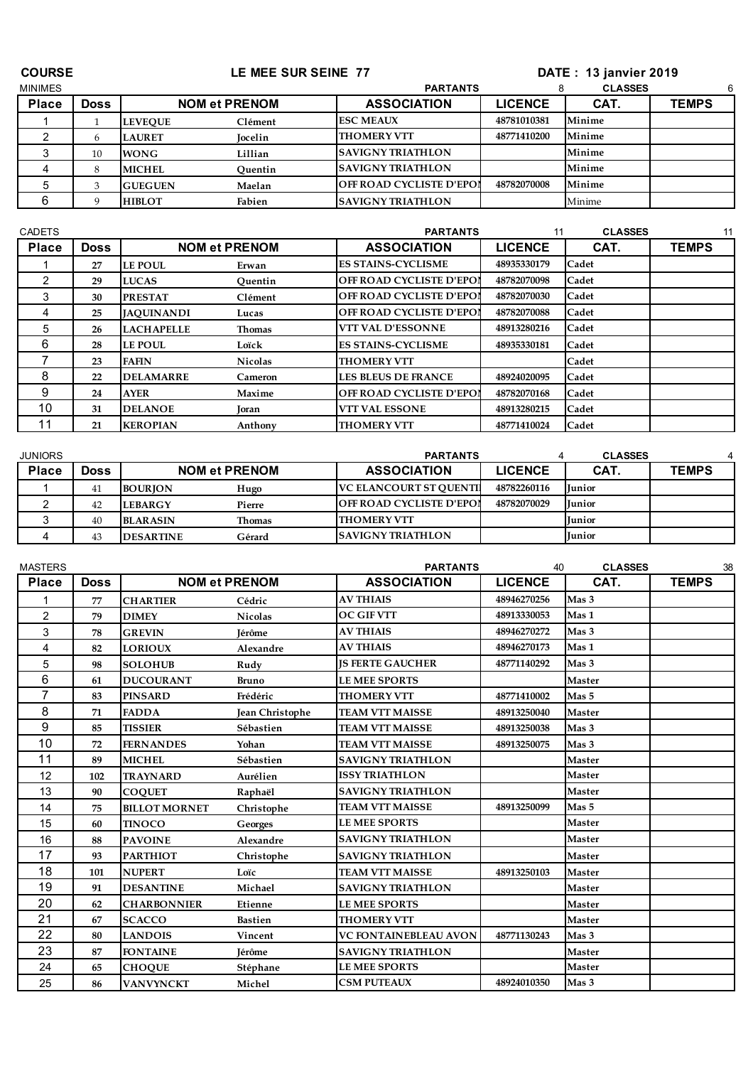**COURSE** **LE MEE SUR SEINE 77** **DATE : 13 janvier 2019**

MINIMES — **PARTANTS** 8 — **CLASSES** 6

| Place | Doss | NOM et PRENOM | | ASSOCIATION | LICENCE | CAT. | TEMPS |
|---|---|---|---|---|---|---|---|
| 1 | 1 | LEVEQUE | Clément | ESC MEAUX | 48781010381 | Minime | |
| 2 | 6 | LAURET | Jocelin | THOMERY VTT | 48771410200 | Minime | |
| 3 | 10 | WONG | Lillian | SAVIGNY TRIATHLON | | Minime | |
| 4 | 8 | MICHEL | Quentin | SAVIGNY TRIATHLON | | Minime | |
| 5 | 3 | GUEGUEN | Maelan | OFF ROAD CYCLISTE D'EPON | 48782070008 | Minime | |
| 6 | 9 | HIBLOT | Fabien | SAVIGNY TRIATHLON | | Minime | |

CADETS — **PARTANTS** 11 — **CLASSES** 11

| Place | Doss | NOM et PRENOM | | ASSOCIATION | LICENCE | CAT. | TEMPS |
|---|---|---|---|---|---|---|---|
| 1 | 27 | LE POUL | Erwan | ES STAINS-CYCLISME | 48935330179 | Cadet | |
| 2 | 29 | LUCAS | Quentin | OFF ROAD CYCLISTE D'EPON | 48782070098 | Cadet | |
| 3 | 30 | PRESTAT | Clément | OFF ROAD CYCLISTE D'EPON | 48782070030 | Cadet | |
| 4 | 25 | JAQUINANDI | Lucas | OFF ROAD CYCLISTE D'EPON | 48782070088 | Cadet | |
| 5 | 26 | LACHAPELLE | Thomas | VTT VAL D'ESSONNE | 48913280216 | Cadet | |
| 6 | 28 | LE POUL | Loïck | ES STAINS-CYCLISME | 48935330181 | Cadet | |
| 7 | 23 | FAFIN | Nicolas | THOMERY VTT | | Cadet | |
| 8 | 22 | DELAMARRE | Cameron | LES BLEUS DE FRANCE | 48924020095 | Cadet | |
| 9 | 24 | AYER | Maxime | OFF ROAD CYCLISTE D'EPON | 48782070168 | Cadet | |
| 10 | 31 | DELANOE | Joran | VTT VAL ESSONE | 48913280215 | Cadet | |
| 11 | 21 | KEROPIAN | Anthony | THOMERY VTT | 48771410024 | Cadet | |

JUNIORS — **PARTANTS** 4 — **CLASSES** 4

| Place | Doss | NOM et PRENOM | | ASSOCIATION | LICENCE | CAT. | TEMPS |
|---|---|---|---|---|---|---|---|
| 1 | 41 | BOURJON | Hugo | VC ELANCOURT ST QUENTI | 48782260116 | Junior | |
| 2 | 42 | LEBARGY | Pierre | OFF ROAD CYCLISTE D'EPON | 48782070029 | Junior | |
| 3 | 40 | BLARASIN | Thomas | THOMERY VTT | | Junior | |
| 4 | 43 | DESARTINE | Gérard | SAVIGNY TRIATHLON | | Junior | |

MASTERS — **PARTANTS** 40 — **CLASSES** 38

| Place | Doss | NOM et PRENOM | | ASSOCIATION | LICENCE | CAT. | TEMPS |
|---|---|---|---|---|---|---|---|
| 1 | 77 | CHARTIER | Cédric | AV THIAIS | 48946270256 | Mas 3 | |
| 2 | 79 | DIMEY | Nicolas | OC GIF VTT | 48913330053 | Mas 1 | |
| 3 | 78 | GREVIN | Jérôme | AV THIAIS | 48946270272 | Mas 3 | |
| 4 | 82 | LORIOUX | Alexandre | AV THIAIS | 48946270173 | Mas 1 | |
| 5 | 98 | SOLOHUB | Rudy | JS FERTE GAUCHER | 48771140292 | Mas 3 | |
| 6 | 61 | DUCOURANT | Bruno | LE MEE SPORTS | | Master | |
| 7 | 83 | PINSARD | Frédéric | THOMERY VTT | 48771410002 | Mas 5 | |
| 8 | 71 | FADDA | Jean Christophe | TEAM VTT MAISSE | 48913250040 | Master | |
| 9 | 85 | TISSIER | Sébastien | TEAM VTT MAISSE | 48913250038 | Mas 3 | |
| 10 | 72 | FERNANDES | Yohan | TEAM VTT MAISSE | 48913250075 | Mas 3 | |
| 11 | 89 | MICHEL | Sébastien | SAVIGNY TRIATHLON | | Master | |
| 12 | 102 | TRAYNARD | Aurélien | ISSY TRIATHLON | | Master | |
| 13 | 90 | COQUET | Raphaël | SAVIGNY TRIATHLON | | Master | |
| 14 | 75 | BILLOT MORNET | Christophe | TEAM VTT MAISSE | 48913250099 | Mas 5 | |
| 15 | 60 | TINOCO | Georges | LE MEE SPORTS | | Master | |
| 16 | 88 | PAVOINE | Alexandre | SAVIGNY TRIATHLON | | Master | |
| 17 | 93 | PARTHIOT | Christophe | SAVIGNY TRIATHLON | | Master | |
| 18 | 101 | NUPERT | Loïc | TEAM VTT MAISSE | 48913250103 | Master | |
| 19 | 91 | DESANTINE | Michael | SAVIGNY TRIATHLON | | Master | |
| 20 | 62 | CHARBONNIER | Etienne | LE MEE SPORTS | | Master | |
| 21 | 67 | SCACCO | Bastien | THOMERY VTT | | Master | |
| 22 | 80 | LANDOIS | Vincent | VC FONTAINEBLEAU AVON | 48771130243 | Mas 3 | |
| 23 | 87 | FONTAINE | Jérôme | SAVIGNY TRIATHLON | | Master | |
| 24 | 65 | CHOQUE | Stéphane | LE MEE SPORTS | | Master | |
| 25 | 86 | VANVYNCKT | Michel | CSM PUTEAUX | 48924010350 | Mas 3 | |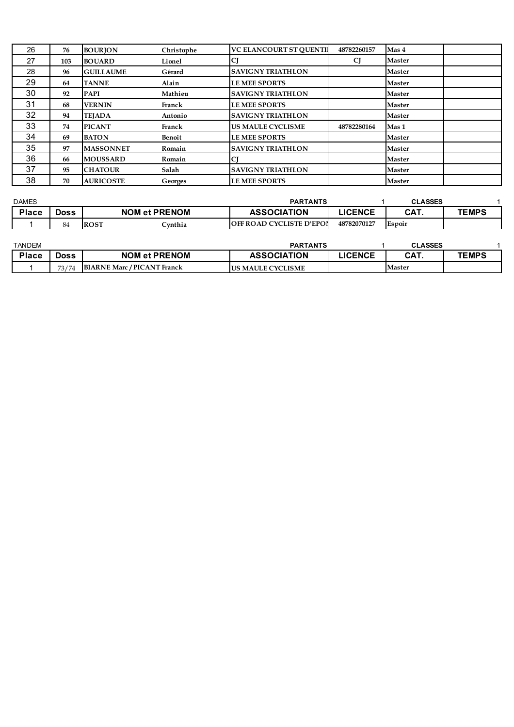| | | | | | | | |
|---|---|---|---|---|---|---|---|
| 26 | 76 | BOURJON | Christophe | VC ELANCOURT ST QUENTI | 48782260157 | Mas 4 | |
| 27 | 103 | BOUARD | Lionel | CJ | CJ | Master | |
| 28 | 96 | GUILLAUME | Gérard | SAVIGNY TRIATHLON | | Master | |
| 29 | 64 | TANNE | Alain | LE MEE SPORTS | | Master | |
| 30 | 92 | PAPI | Mathieu | SAVIGNY TRIATHLON | | Master | |
| 31 | 68 | VERNIN | Franck | LE MEE SPORTS | | Master | |
| 32 | 94 | TEJADA | Antonio | SAVIGNY TRIATHLON | | Master | |
| 33 | 74 | PICANT | Franck | US MAULE CYCLISME | 48782280164 | Mas 1 | |
| 34 | 69 | BATON | Benoit | LE MEE SPORTS | | Master | |
| 35 | 97 | MASSONNET | Romain | SAVIGNY TRIATHLON | | Master | |
| 36 | 66 | MOUSSARD | Romain | CJ | | Master | |
| 37 | 95 | CHATOUR | Salah | SAVIGNY TRIATHLON | | Master | |
| 38 | 70 | AURICOSTE | Georges | LE MEE SPORTS | | Master | |

DAMES — PARTANTS 1 — CLASSES 1

| Place | Doss | NOM et PRENOM | | ASSOCIATION | LICENCE | CAT. | TEMPS |
|---|---|---|---|---|---|---|---|
| 1 | 84 | ROST | Cynthia | OFF ROAD CYCLISTE D'EPON | 48782070127 | Espoir | |

TANDEM — PARTANTS 1 — CLASSES 1

| Place | Doss | NOM et PRENOM | ASSOCIATION | LICENCE | CAT. | TEMPS |
|---|---|---|---|---|---|---|
| 1 | 73/74 | BIARNE Marc / PICANT Franck | US MAULE CYCLISME | | Master | |